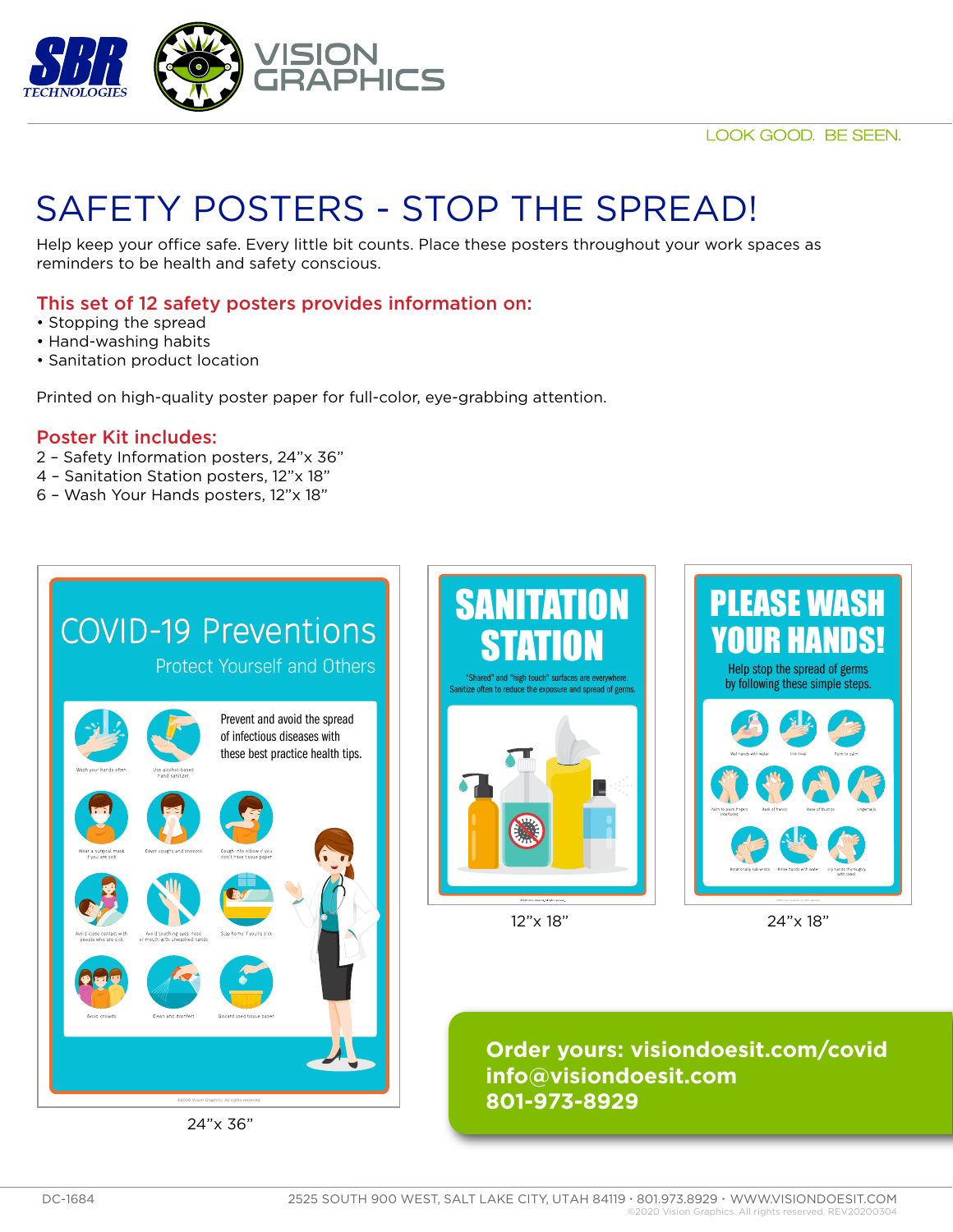LOOK GOOD. BE SEEN.

# SAFETY POSTERS - STOP THE SPREAD!

Help keep your office safe. Every little bit counts. Place these posters throughout your work spaces as reminders to be health and safety conscious.

## This set of 12 safety posters provides information on:

- Stopping the spread
- Hand-washing habits
- Sanitation product location

Printed on high-quality poster paper for full-color, eye-grabbing attention.

## Poster Kit includes:

2 – Safety Information posters, 24"x 36"
4 – Sanitation Station posters, 12"x 18"
6 – Wash Your Hands posters, 12"x 18"

24"x 36"

12"x 18"

24"x 18"

**Order yours: visiondoesit.com/covid**
**info@visiondoesit.com**
**801-973-8929**

DC-1684

2525 SOUTH 900 WEST, SALT LAKE CITY, UTAH 84119 · 801.973.8929 · WWW.VISIONDOESIT.COM
©2020 Vision Graphics. All rights reserved. REV20200304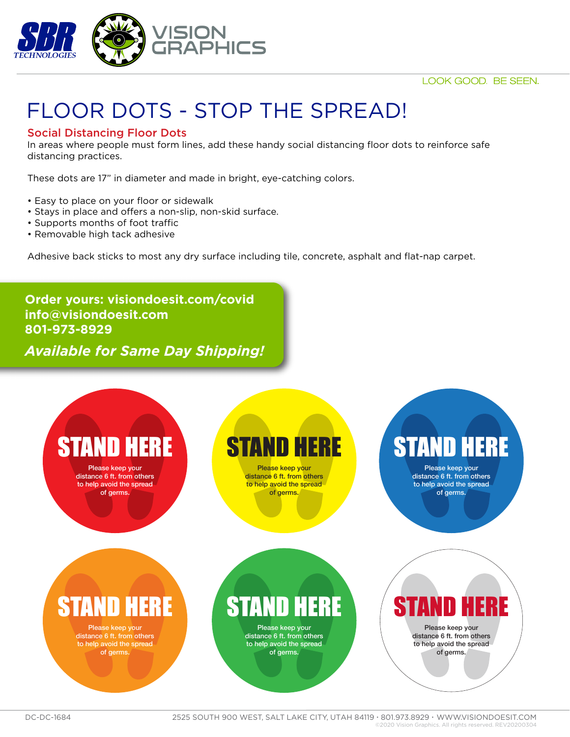SBR TECHNOLOGIES

VISION GRAPHICS

LOOK GOOD. BE SEEN.

# FLOOR DOTS - STOP THE SPREAD!

## Social Distancing Floor Dots

In areas where people must form lines, add these handy social distancing floor dots to reinforce safe distancing practices.

These dots are 17" in diameter and made in bright, eye-catching colors.

- Easy to place on your floor or sidewalk
- Stays in place and offers a non-slip, non-skid surface.
- Supports months of foot traffic
- Removable high tack adhesive

Adhesive back sticks to most any dry surface including tile, concrete, asphalt and flat-nap carpet.

**Order yours: visiondoesit.com/covid**
**info@visiondoesit.com**
**801-973-8929**

***Available for Same Day Shipping!***

STAND HERE
Please keep your distance 6 ft. from others to help avoid the spread of germs.

STAND HERE
Please keep your distance 6 ft. from others to help avoid the spread of germs.

STAND HERE
Please keep your distance 6 ft. from others to help avoid the spread of germs.

STAND HERE
Please keep your distance 6 ft. from others to help avoid the spread of germs.

STAND HERE
Please keep your distance 6 ft. from others to help avoid the spread of germs.

STAND HERE
Please keep your distance 6 ft. from others to help avoid the spread of germs.

DC-DC-1684

2525 SOUTH 900 WEST, SALT LAKE CITY, UTAH 84119 · 801.973.8929 · WWW.VISIONDOESIT.COM
©2020 Vision Graphics. All rights reserved. REV20200304